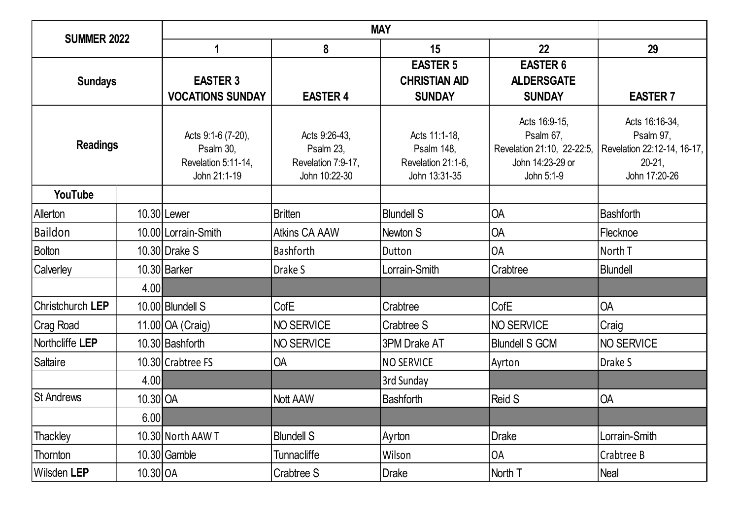| SUMMER 2022 | | MAY | | | | |
|---|---|---|---|---|---|---|
| | | 1 | 8 | 15 | 22 | 29 |
| Sundays | | EASTER 3 VOCATIONS SUNDAY | EASTER 4 | EASTER 5 CHRISTIAN AID SUNDAY | EASTER 6 ALDERSGATE SUNDAY | EASTER 7 |
| Readings | | Acts 9:1-6 (7-20), Psalm 30, Revelation 5:11-14, John 21:1-19 | Acts 9:26-43, Psalm 23, Revelation 7:9-17, John 10:22-30 | Acts 11:1-18, Psalm 148, Revelation 21:1-6, John 13:31-35 | Acts 16:9-15, Psalm 67, Revelation 21:10, 22-22:5, John 14:23-29 or John 5:1-9 | Acts 16:16-34, Psalm 97, Revelation 22:12-14, 16-17, 20-21, John 17:20-26 |
| YouTube | | | | | | |
| Allerton | 10.30 | Lewer | Britten | Blundell S | OA | Bashforth |
| Baildon | 10.00 | Lorrain-Smith | Atkins CA AAW | Newton S | OA | Flecknoe |
| Bolton | 10.30 | Drake S | Bashforth | Dutton | OA | North T |
| Calverley | 10.30 | Barker | Drake S | Lorrain-Smith | Crabtree | Blundell |
| | 4.00 | | | | | |
| Christchurch **LEP** | 10.00 | Blundell S | CofE | Crabtree | CofE | OA |
| Crag Road | 11.00 | OA (Craig) | NO SERVICE | Crabtree S | NO SERVICE | Craig |
| Northcliffe **LEP** | 10.30 | Bashforth | NO SERVICE | 3PM Drake AT | Blundell S GCM | NO SERVICE |
| Saltaire | 10.30 | Crabtree FS | OA | NO SERVICE | Ayrton | Drake S |
| | 4.00 | | | 3rd Sunday | | |
| St Andrews | 10.30 | OA | Nott AAW | Bashforth | Reid S | OA |
| | 6.00 | | | | | |
| Thackley | 10.30 | North AAW T | Blundell S | Ayrton | Drake | Lorrain-Smith |
| Thornton | 10.30 | Gamble | Tunnacliffe | Wilson | OA | Crabtree B |
| Wilsden **LEP** | 10.30 | OA | Crabtree S | Drake | North T | Neal |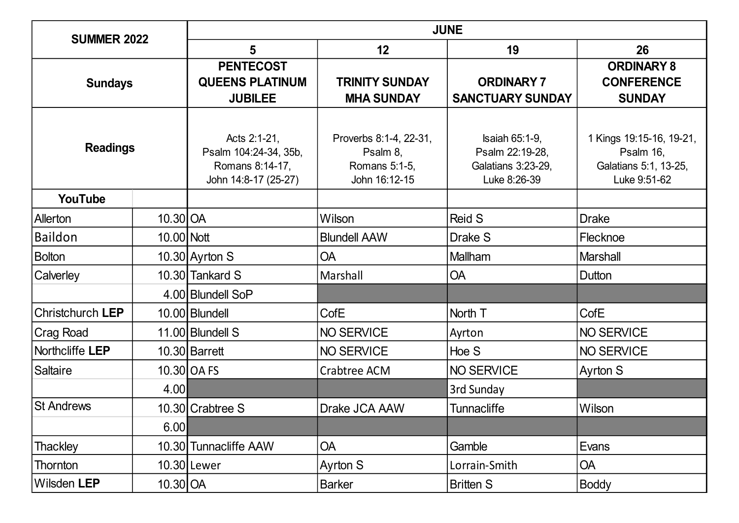| SUMMER 2022 | | JUNE | | | |
|---|---|---|---|---|---|
| | | 5 | 12 | 19 | 26 |
| Sundays | | PENTECOST QUEENS PLATINUM JUBILEE | TRINITY SUNDAY MHA SUNDAY | ORDINARY 7 SANCTUARY SUNDAY | ORDINARY 8 CONFERENCE SUNDAY |
| Readings | | Acts 2:1-21, Psalm 104:24-34, 35b, Romans 8:14-17, John 14:8-17 (25-27) | Proverbs 8:1-4, 22-31, Psalm 8, Romans 5:1-5, John 16:12-15 | Isaiah 65:1-9, Psalm 22:19-28, Galatians 3:23-29, Luke 8:26-39 | 1 Kings 19:15-16, 19-21, Psalm 16, Galatians 5:1, 13-25, Luke 9:51-62 |
| YouTube | | | | | |
| Allerton | 10.30 | OA | Wilson | Reid S | Drake |
| Baildon | 10.00 | Nott | Blundell AAW | Drake S | Flecknoe |
| Bolton | 10.30 | Ayrton S | OA | Mallham | Marshall |
| Calverley | 10.30 | Tankard S | Marshall | OA | Dutton |
| | 4.00 | Blundell SoP | | | |
| Christchurch **LEP** | 10.00 | Blundell | CofE | North T | CofE |
| Crag Road | 11.00 | Blundell S | NO SERVICE | Ayrton | NO SERVICE |
| Northcliffe **LEP** | 10.30 | Barrett | NO SERVICE | Hoe S | NO SERVICE |
| Saltaire | 10.30 | OA FS | Crabtree ACM | NO SERVICE | Ayrton S |
| | 4.00 | | | 3rd Sunday | |
| St Andrews | 10.30 | Crabtree S | Drake JCA AAW | Tunnacliffe | Wilson |
| | 6.00 | | | | |
| Thackley | 10.30 | Tunnacliffe AAW | OA | Gamble | Evans |
| Thornton | 10.30 | Lewer | Ayrton S | Lorrain-Smith | OA |
| Wilsden **LEP** | 10.30 | OA | Barker | Britten S | Boddy |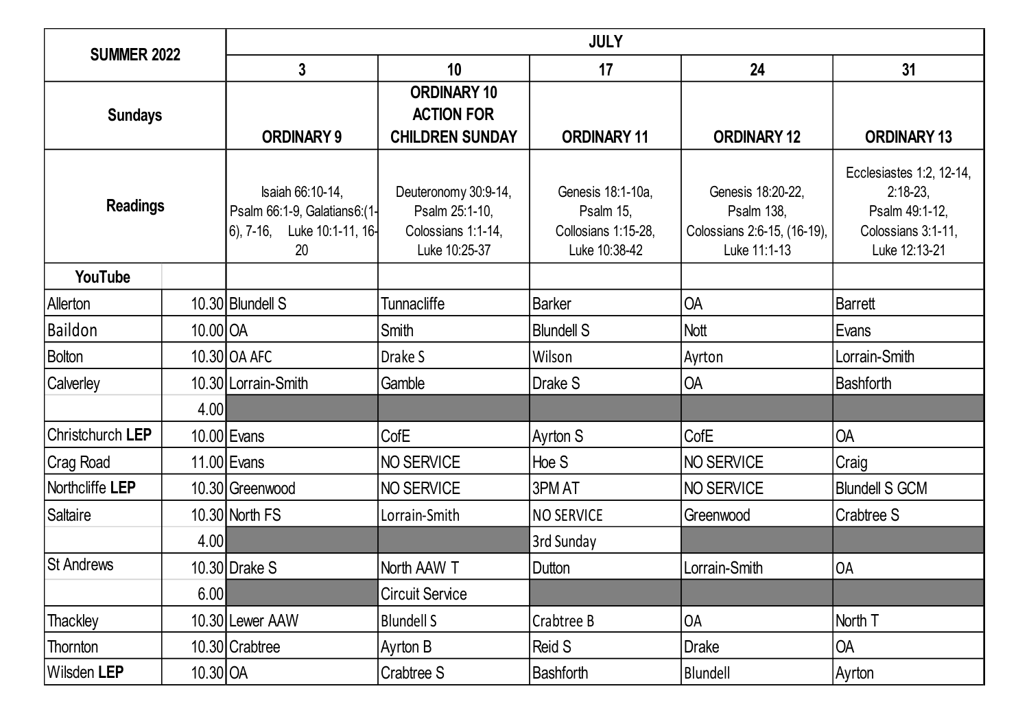| SUMMER 2022 | | JULY | | | | |
|---|---|---|---|---|---|---|
| | | 3 | 10 | 17 | 24 | 31 |
| Sundays | | ORDINARY 9 | ORDINARY 10 ACTION FOR CHILDREN SUNDAY | ORDINARY 11 | ORDINARY 12 | ORDINARY 13 |
| Readings | | Isaiah 66:10-14, Psalm 66:1-9, Galatians6:(1-6), 7-16, Luke 10:1-11, 16-20 | Deuteronomy 30:9-14, Psalm 25:1-10, Colossians 1:1-14, Luke 10:25-37 | Genesis 18:1-10a, Psalm 15, Collosians 1:15-28, Luke 10:38-42 | Genesis 18:20-22, Psalm 138, Colossians 2:6-15, (16-19), Luke 11:1-13 | Ecclesiastes 1:2, 12-14, 2:18-23, Psalm 49:1-12, Colossians 3:1-11, Luke 12:13-21 |
| YouTube | | | | | | |
| Allerton | 10.30 | Blundell S | Tunnacliffe | Barker | OA | Barrett |
| Baildon | 10.00 | OA | Smith | Blundell S | Nott | Evans |
| Bolton | 10.30 | OA AFC | Drake S | Wilson | Ayrton | Lorrain-Smith |
| Calverley | 10.30 | Lorrain-Smith | Gamble | Drake S | OA | Bashforth |
| | 4.00 | | | | | |
| Christchurch **LEP** | 10.00 | Evans | CofE | Ayrton S | CofE | OA |
| Crag Road | 11.00 | Evans | NO SERVICE | Hoe S | NO SERVICE | Craig |
| Northcliffe **LEP** | 10.30 | Greenwood | NO SERVICE | 3PM AT | NO SERVICE | Blundell S GCM |
| Saltaire | 10.30 | North FS | Lorrain-Smith | NO SERVICE | Greenwood | Crabtree S |
| | 4.00 | | | 3rd Sunday | | |
| St Andrews | 10.30 | Drake S | North AAW T | Dutton | Lorrain-Smith | OA |
| | 6.00 | | Circuit Service | | | |
| Thackley | 10.30 | Lewer AAW | Blundell S | Crabtree B | OA | North T |
| Thornton | 10.30 | Crabtree | Ayrton B | Reid S | Drake | OA |
| Wilsden **LEP** | 10.30 | OA | Crabtree S | Bashforth | Blundell | Ayrton |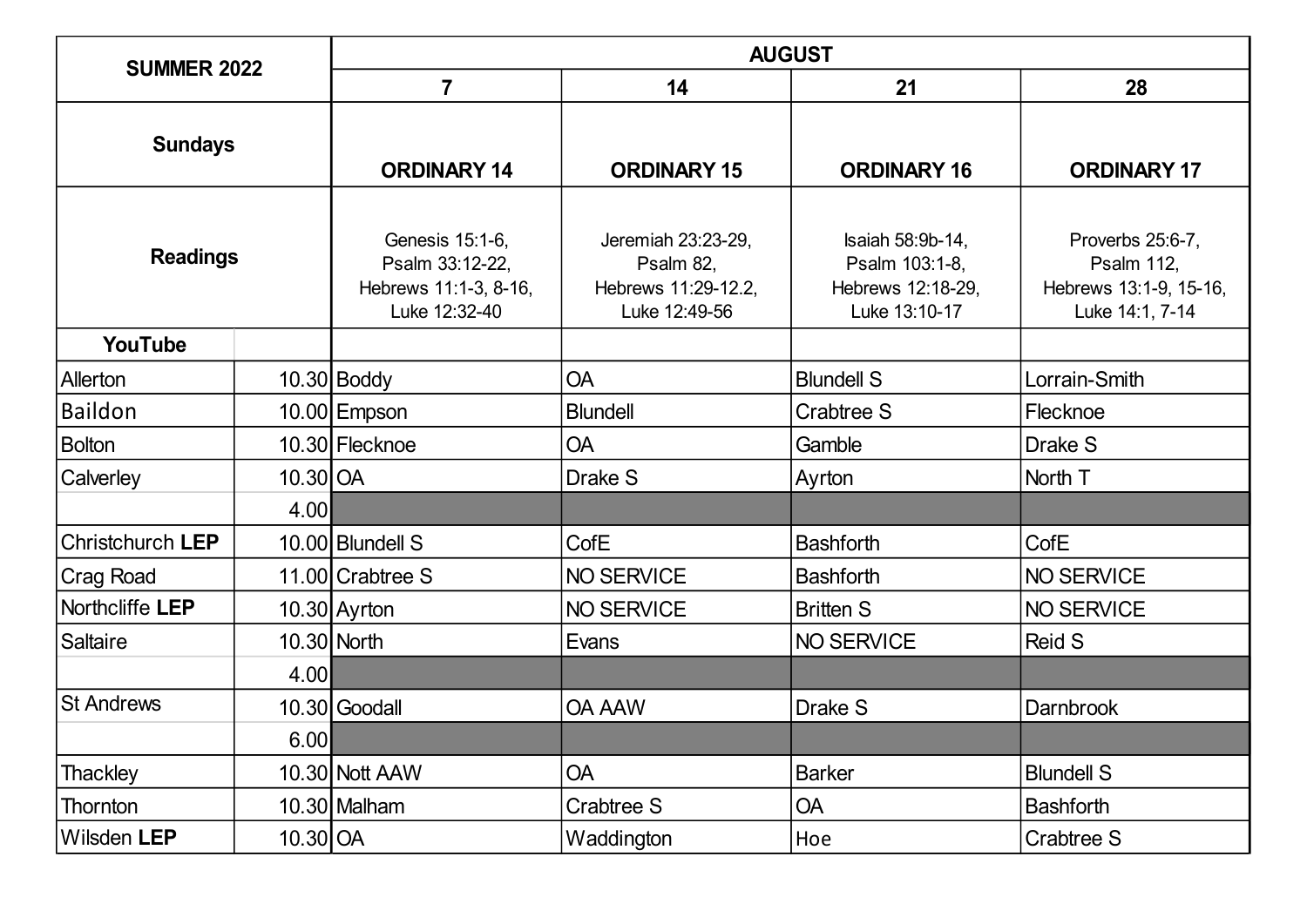| SUMMER 2022 | | AUGUST | | | |
|---|---|---|---|---|---|
| | | 7 | 14 | 21 | 28 |
| **Sundays** | | **ORDINARY 14** | **ORDINARY 15** | **ORDINARY 16** | **ORDINARY 17** |
| **Readings** | | Genesis 15:1-6, Psalm 33:12-22, Hebrews 11:1-3, 8-16, Luke 12:32-40 | Jeremiah 23:23-29, Psalm 82, Hebrews 11:29-12.2, Luke 12:49-56 | Isaiah 58:9b-14, Psalm 103:1-8, Hebrews 12:18-29, Luke 13:10-17 | Proverbs 25:6-7, Psalm 112, Hebrews 13:1-9, 15-16, Luke 14:1, 7-14 |
| **YouTube** | | | | | |
| Allerton | 10.30 | Boddy | OA | Blundell S | Lorrain-Smith |
| Baildon | 10.00 | Empson | Blundell | Crabtree S | Flecknoe |
| Bolton | 10.30 | Flecknoe | OA | Gamble | Drake S |
| Calverley | 10.30 | OA | Drake S | Ayrton | North T |
| | 4.00 | | | | |
| Christchurch **LEP** | 10.00 | Blundell S | CofE | Bashforth | CofE |
| Crag Road | 11.00 | Crabtree S | NO SERVICE | Bashforth | NO SERVICE |
| Northcliffe **LEP** | 10.30 | Ayrton | NO SERVICE | Britten S | NO SERVICE |
| Saltaire | 10.30 | North | Evans | NO SERVICE | Reid S |
| | 4.00 | | | | |
| St Andrews | 10.30 | Goodall | OA AAW | Drake S | Darnbrook |
| | 6.00 | | | | |
| Thackley | 10.30 | Nott AAW | OA | Barker | Blundell S |
| Thornton | 10.30 | Malham | Crabtree S | OA | Bashforth |
| Wilsden **LEP** | 10.30 | OA | Waddington | Hoe | Crabtree S |